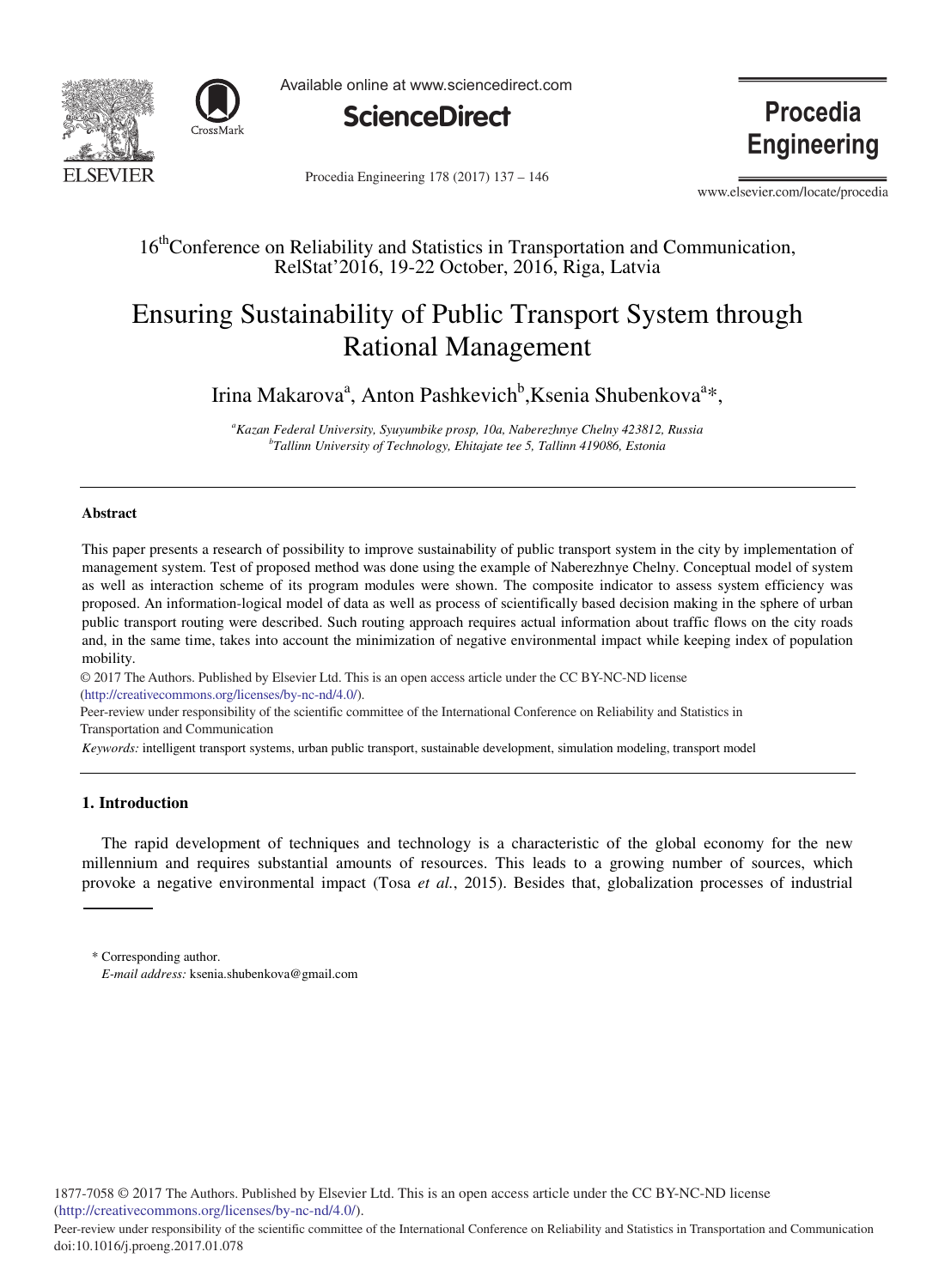16th Conference on Reliability and Statistics in Transportation and Communication, RelStat'2016, 19-22 October, 2016, Riga, Latvia

# Ensuring Sustainability of Public Transport System through Rational Management

Irina Makarova[a], Anton Pashkevich[b], Ksenia Shubenkova[a]*,

[a]*Kazan Federal University, Syuyumbike prosp, 10a, Naberezhnye Chelny 423812, Russia*
[b]*Tallinn University of Technology, Ehitajate tee 5, Tallinn 419086, Estonia*

---

### Abstract

This paper presents a research of possibility to improve sustainability of public transport system in the city by implementation of management system. Test of proposed method was done using the example of Naberezhnye Chelny. Conceptual model of system as well as interaction scheme of its program modules were shown. The composite indicator to assess system efficiency was proposed. An information-logical model of data as well as process of scientifically based decision making in the sphere of urban public transport routing were described. Such routing approach requires actual information about traffic flows on the city roads and, in the same time, takes into account the minimization of negative environmental impact while keeping index of population mobility.

© 2017 The Authors. Published by Elsevier Ltd. This is an open access article under the CC BY-NC-ND license (http://creativecommons.org/licenses/by-nc-nd/4.0/).

Peer-review under responsibility of the scientific committee of the International Conference on Reliability and Statistics in Transportation and Communication

*Keywords:* intelligent transport systems, urban public transport, sustainable development, simulation modeling, transport model

---

## 1. Introduction

The rapid development of techniques and technology is a characteristic of the global economy for the new millennium and requires substantial amounts of resources. This leads to a growing number of sources, which provoke a negative environmental impact (Tosa *et al.*, 2015). Besides that, globalization processes of industrial

\* Corresponding author.
*E-mail address:* ksenia.shubenkova@gmail.com

1877-7058 © 2017 The Authors. Published by Elsevier Ltd. This is an open access article under the CC BY-NC-ND license (http://creativecommons.org/licenses/by-nc-nd/4.0/).
Peer-review under responsibility of the scientific committee of the International Conference on Reliability and Statistics in Transportation and Communication
doi:10.1016/j.proeng.2017.01.078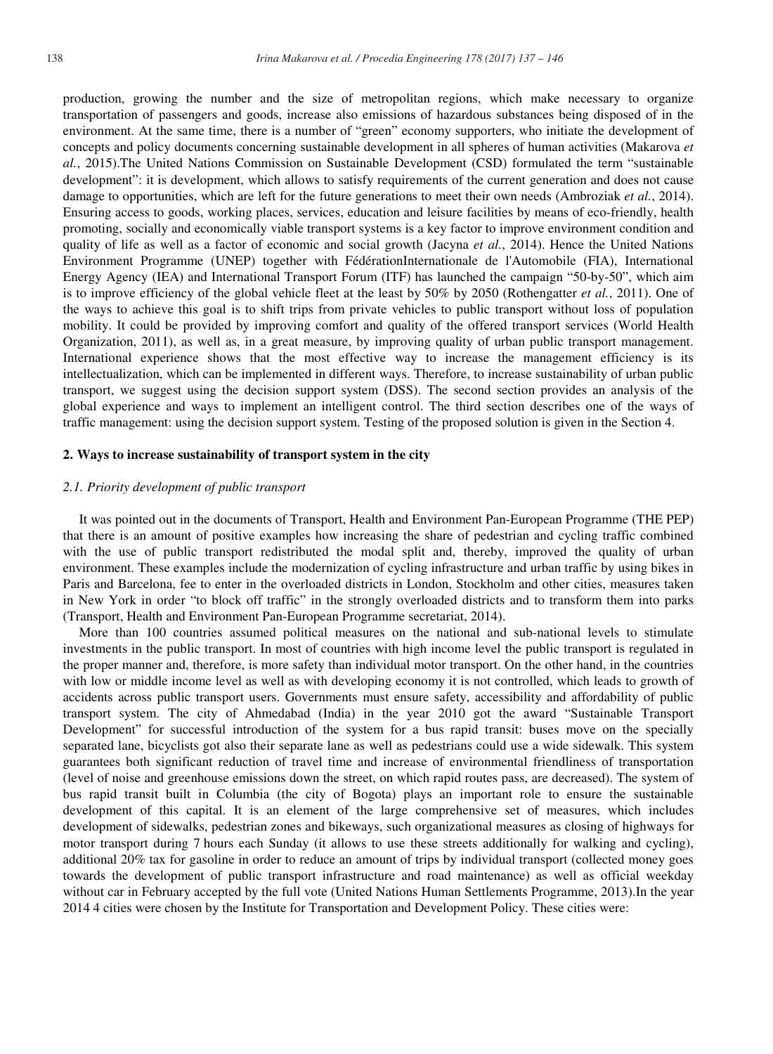production, growing the number and the size of metropolitan regions, which make necessary to organize transportation of passengers and goods, increase also emissions of hazardous substances being disposed of in the environment. At the same time, there is a number of "green" economy supporters, who initiate the development of concepts and policy documents concerning sustainable development in all spheres of human activities (Makarova *et al.*, 2015).The United Nations Commission on Sustainable Development (CSD) formulated the term "sustainable development": it is development, which allows to satisfy requirements of the current generation and does not cause damage to opportunities, which are left for the future generations to meet their own needs (Ambroziak *et al.*, 2014). Ensuring access to goods, working places, services, education and leisure facilities by means of eco-friendly, health promoting, socially and economically viable transport systems is a key factor to improve environment condition and quality of life as well as a factor of economic and social growth (Jacyna *et al.*, 2014). Hence the United Nations Environment Programme (UNEP) together with FédérationInternationale de l'Automobile (FIA), International Energy Agency (IEA) and International Transport Forum (ITF) has launched the campaign "50-by-50", which aim is to improve efficiency of the global vehicle fleet at the least by 50% by 2050 (Rothengatter *et al.*, 2011). One of the ways to achieve this goal is to shift trips from private vehicles to public transport without loss of population mobility. It could be provided by improving comfort and quality of the offered transport services (World Health Organization, 2011), as well as, in a great measure, by improving quality of urban public transport management. International experience shows that the most effective way to increase the management efficiency is its intellectualization, which can be implemented in different ways. Therefore, to increase sustainability of urban public transport, we suggest using the decision support system (DSS). The second section provides an analysis of the global experience and ways to implement an intelligent control. The third section describes one of the ways of traffic management: using the decision support system. Testing of the proposed solution is given in the Section 4.

## 2. Ways to increase sustainability of transport system in the city

### *2.1. Priority development of public transport*

It was pointed out in the documents of Transport, Health and Environment Pan-European Programme (THE PEP) that there is an amount of positive examples how increasing the share of pedestrian and cycling traffic combined with the use of public transport redistributed the modal split and, thereby, improved the quality of urban environment. These examples include the modernization of cycling infrastructure and urban traffic by using bikes in Paris and Barcelona, fee to enter in the overloaded districts in London, Stockholm and other cities, measures taken in New York in order "to block off traffic" in the strongly overloaded districts and to transform them into parks (Transport, Health and Environment Pan-European Programme secretariat, 2014).

More than 100 countries assumed political measures on the national and sub-national levels to stimulate investments in the public transport. In most of countries with high income level the public transport is regulated in the proper manner and, therefore, is more safety than individual motor transport. On the other hand, in the countries with low or middle income level as well as with developing economy it is not controlled, which leads to growth of accidents across public transport users. Governments must ensure safety, accessibility and affordability of public transport system. The city of Ahmedabad (India) in the year 2010 got the award "Sustainable Transport Development" for successful introduction of the system for a bus rapid transit: buses move on the specially separated lane, bicyclists got also their separate lane as well as pedestrians could use a wide sidewalk. This system guarantees both significant reduction of travel time and increase of environmental friendliness of transportation (level of noise and greenhouse emissions down the street, on which rapid routes pass, are decreased). The system of bus rapid transit built in Columbia (the city of Bogota) plays an important role to ensure the sustainable development of this capital. It is an element of the large comprehensive set of measures, which includes development of sidewalks, pedestrian zones and bikeways, such organizational measures as closing of highways for motor transport during 7 hours each Sunday (it allows to use these streets additionally for walking and cycling), additional 20% tax for gasoline in order to reduce an amount of trips by individual transport (collected money goes towards the development of public transport infrastructure and road maintenance) as well as official weekday without car in February accepted by the full vote (United Nations Human Settlements Programme, 2013).In the year 2014 4 cities were chosen by the Institute for Transportation and Development Policy. These cities were: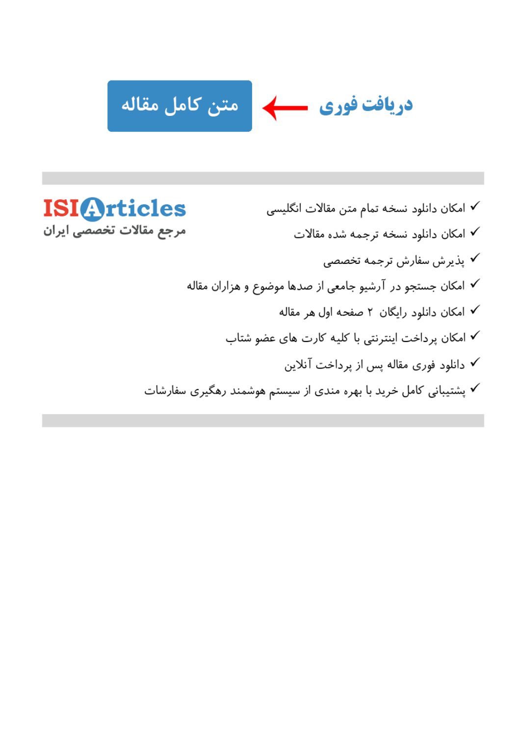دریافت فوری ← متن کامل مقاله

**ISIArticles**
مرجع مقالات تخصصی ایران

- ✓ امکان دانلود نسخه تمام متن مقالات انگلیسی
- ✓ امکان دانلود نسخه ترجمه شده مقالات
- ✓ پذیرش سفارش ترجمه تخصصی
- ✓ امکان جستجو در آرشیو جامعی از صدها موضوع و هزاران مقاله
- ✓ امکان دانلود رایگان ۲ صفحه اول هر مقاله
- ✓ امکان پرداخت اینترنتی با کلیه کارت های عضو شتاب
- ✓ دانلود فوری مقاله پس از پرداخت آنلاین
- ✓ پشتیبانی کامل خرید با بهره مندی از سیستم هوشمند رهگیری سفارشات